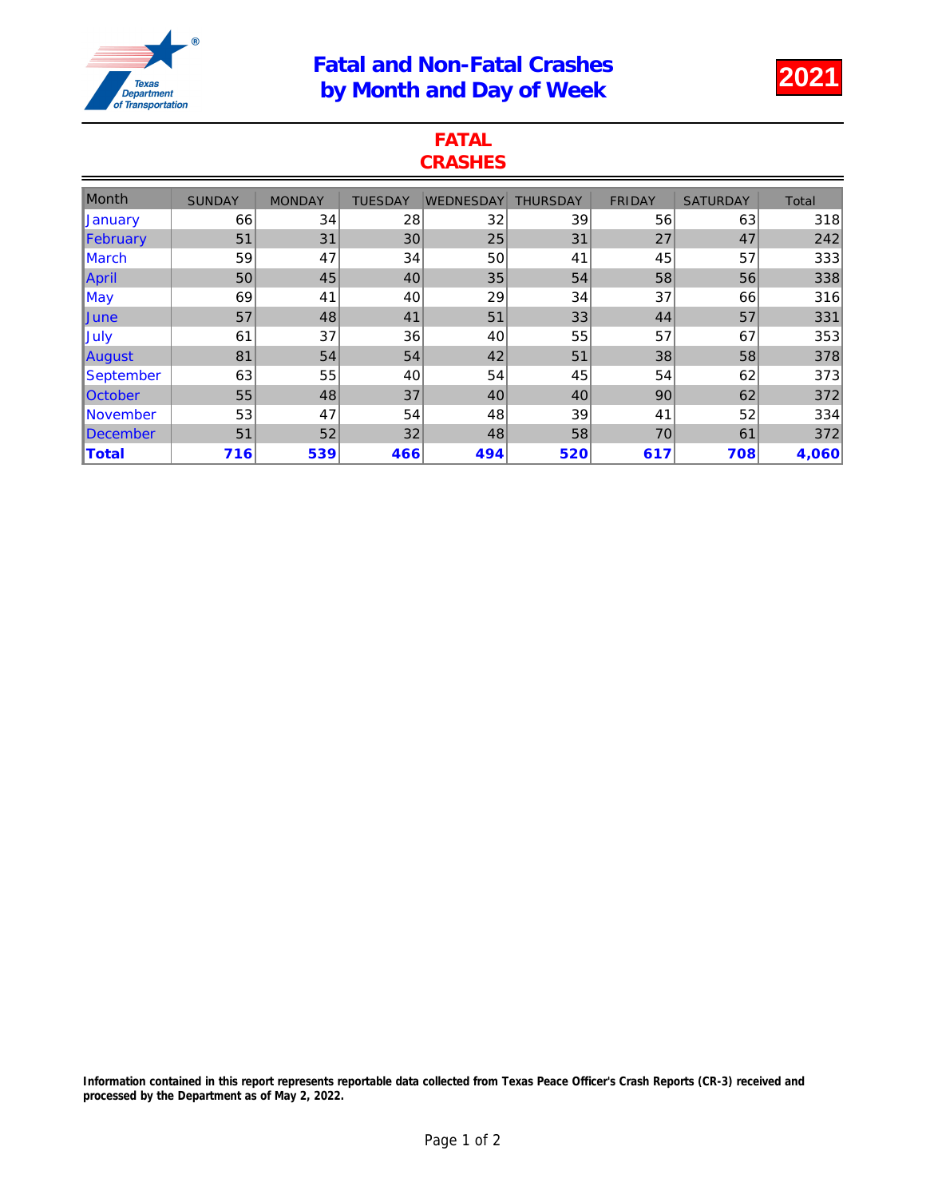# Fatal and Non-Fatal Crashes by Month and Day of Week

**2021**

## FATAL CRASHES

| Month | SUNDAY | MONDAY | TUESDAY | WEDNESDAY | THURSDAY | FRIDAY | SATURDAY | Total |
|---|---|---|---|---|---|---|---|---|
| January | 66 | 34 | 28 | 32 | 39 | 56 | 63 | 318 |
| February | 51 | 31 | 30 | 25 | 31 | 27 | 47 | 242 |
| March | 59 | 47 | 34 | 50 | 41 | 45 | 57 | 333 |
| April | 50 | 45 | 40 | 35 | 54 | 58 | 56 | 338 |
| May | 69 | 41 | 40 | 29 | 34 | 37 | 66 | 316 |
| June | 57 | 48 | 41 | 51 | 33 | 44 | 57 | 331 |
| July | 61 | 37 | 36 | 40 | 55 | 57 | 67 | 353 |
| August | 81 | 54 | 54 | 42 | 51 | 38 | 58 | 378 |
| September | 63 | 55 | 40 | 54 | 45 | 54 | 62 | 373 |
| October | 55 | 48 | 37 | 40 | 40 | 90 | 62 | 372 |
| November | 53 | 47 | 54 | 48 | 39 | 41 | 52 | 334 |
| December | 51 | 52 | 32 | 48 | 58 | 70 | 61 | 372 |
| **Total** | **716** | **539** | **466** | **494** | **520** | **617** | **708** | **4,060** |

**Information contained in this report represents reportable data collected from Texas Peace Officer's Crash Reports (CR-3) received and processed by the Department as of May 2, 2022.**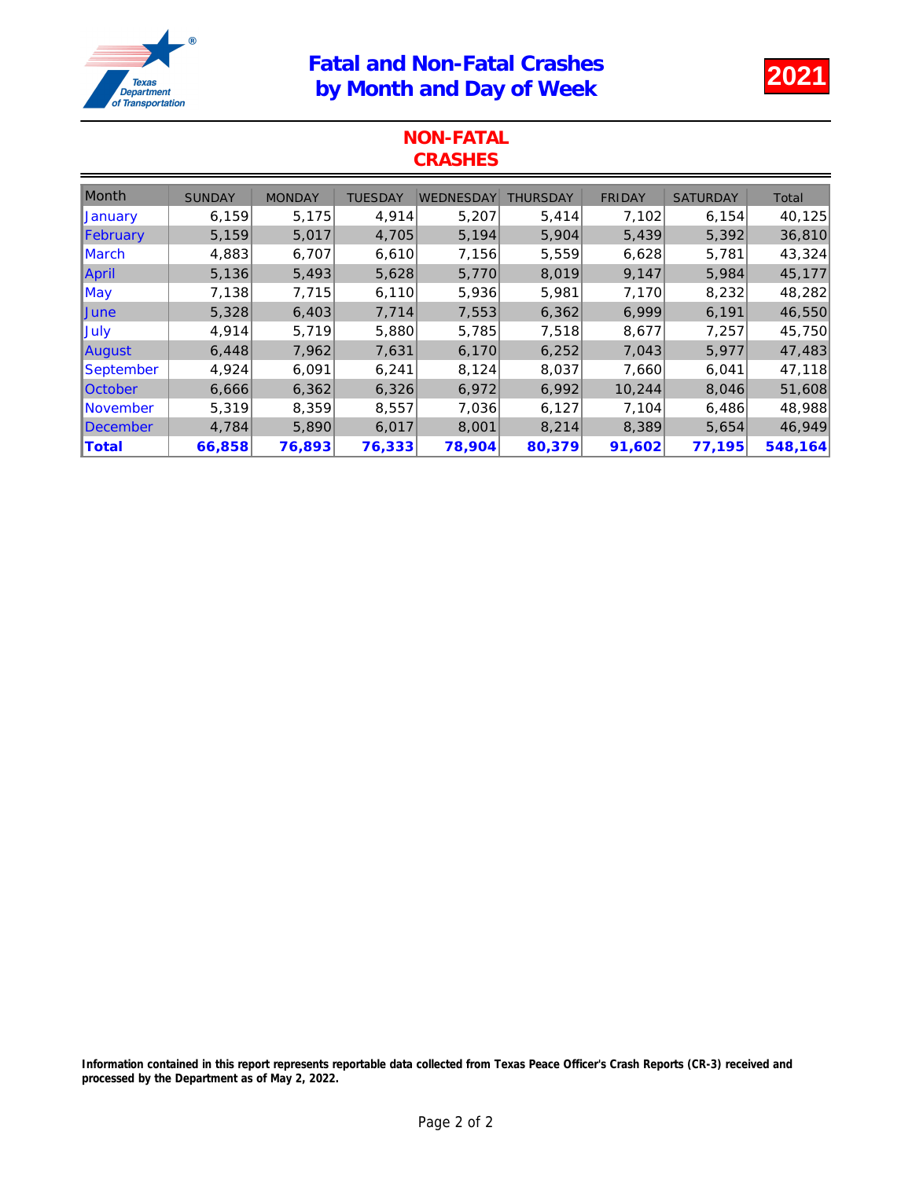# Fatal and Non-Fatal Crashes by Month and Day of Week

**2021**

## NON-FATAL CRASHES

| Month | SUNDAY | MONDAY | TUESDAY | WEDNESDAY | THURSDAY | FRIDAY | SATURDAY | Total |
|---|---|---|---|---|---|---|---|---|
| January | 6,159 | 5,175 | 4,914 | 5,207 | 5,414 | 7,102 | 6,154 | 40,125 |
| February | 5,159 | 5,017 | 4,705 | 5,194 | 5,904 | 5,439 | 5,392 | 36,810 |
| March | 4,883 | 6,707 | 6,610 | 7,156 | 5,559 | 6,628 | 5,781 | 43,324 |
| April | 5,136 | 5,493 | 5,628 | 5,770 | 8,019 | 9,147 | 5,984 | 45,177 |
| May | 7,138 | 7,715 | 6,110 | 5,936 | 5,981 | 7,170 | 8,232 | 48,282 |
| June | 5,328 | 6,403 | 7,714 | 7,553 | 6,362 | 6,999 | 6,191 | 46,550 |
| July | 4,914 | 5,719 | 5,880 | 5,785 | 7,518 | 8,677 | 7,257 | 45,750 |
| August | 6,448 | 7,962 | 7,631 | 6,170 | 6,252 | 7,043 | 5,977 | 47,483 |
| September | 4,924 | 6,091 | 6,241 | 8,124 | 8,037 | 7,660 | 6,041 | 47,118 |
| October | 6,666 | 6,362 | 6,326 | 6,972 | 6,992 | 10,244 | 8,046 | 51,608 |
| November | 5,319 | 8,359 | 8,557 | 7,036 | 6,127 | 7,104 | 6,486 | 48,988 |
| December | 4,784 | 5,890 | 6,017 | 8,001 | 8,214 | 8,389 | 5,654 | 46,949 |
| **Total** | **66,858** | **76,893** | **76,333** | **78,904** | **80,379** | **91,602** | **77,195** | **548,164** |

**Information contained in this report represents reportable data collected from Texas Peace Officer's Crash Reports (CR-3) received and processed by the Department as of May 2, 2022.**